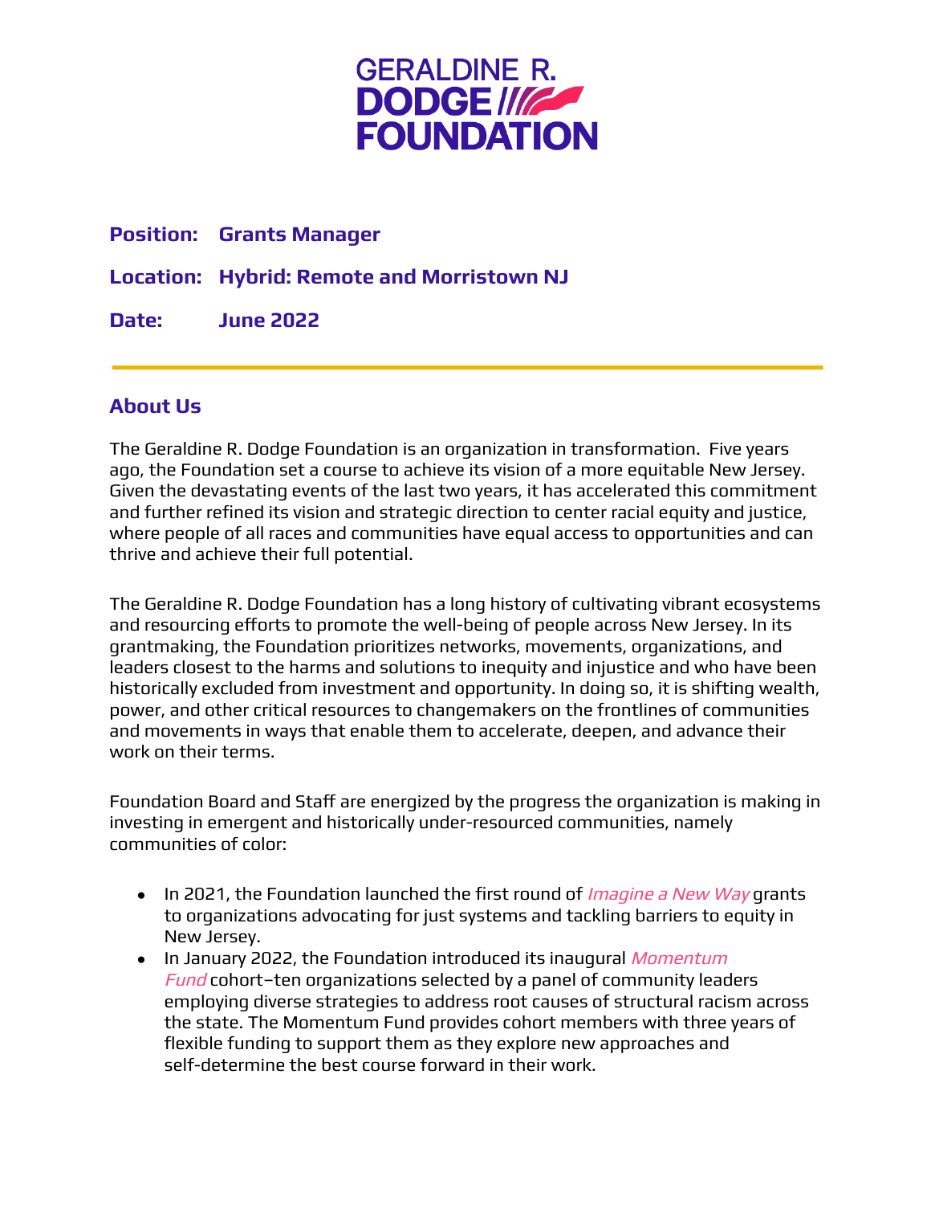# GERALDINE R. DODGE FOUNDATION

**Position:** **Grants Manager**

**Location:** **Hybrid: Remote and Morristown NJ**

**Date:** **June 2022**

---

## About Us

The Geraldine R. Dodge Foundation is an organization in transformation. Five years ago, the Foundation set a course to achieve its vision of a more equitable New Jersey. Given the devastating events of the last two years, it has accelerated this commitment and further refined its vision and strategic direction to center racial equity and justice, where people of all races and communities have equal access to opportunities and can thrive and achieve their full potential.

The Geraldine R. Dodge Foundation has a long history of cultivating vibrant ecosystems and resourcing efforts to promote the well-being of people across New Jersey. In its grantmaking, the Foundation prioritizes networks, movements, organizations, and leaders closest to the harms and solutions to inequity and injustice and who have been historically excluded from investment and opportunity. In doing so, it is shifting wealth, power, and other critical resources to changemakers on the frontlines of communities and movements in ways that enable them to accelerate, deepen, and advance their work on their terms.

Foundation Board and Staff are energized by the progress the organization is making in investing in emergent and historically under-resourced communities, namely communities of color:

- In 2021, the Foundation launched the first round of *Imagine a New Way* grants to organizations advocating for just systems and tackling barriers to equity in New Jersey.
- In January 2022, the Foundation introduced its inaugural *Momentum Fund* cohort–ten organizations selected by a panel of community leaders employing diverse strategies to address root causes of structural racism across the state. The Momentum Fund provides cohort members with three years of flexible funding to support them as they explore new approaches and self-determine the best course forward in their work.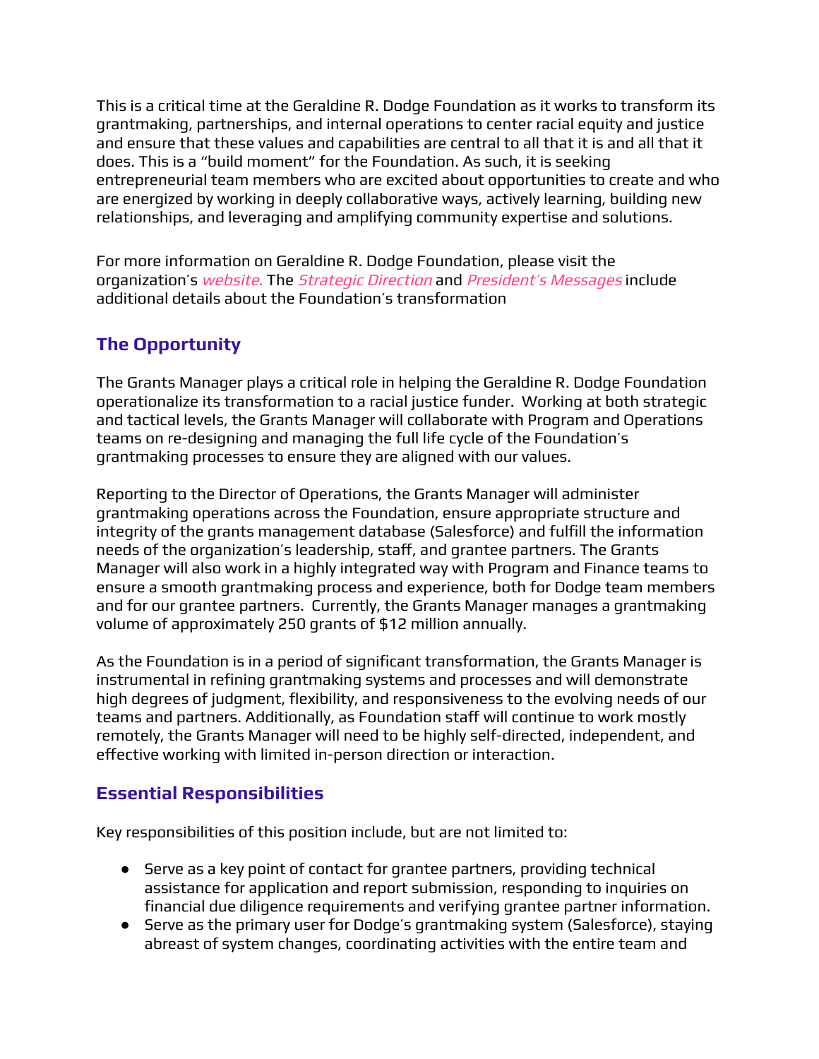This is a critical time at the Geraldine R. Dodge Foundation as it works to transform its grantmaking, partnerships, and internal operations to center racial equity and justice and ensure that these values and capabilities are central to all that it is and all that it does. This is a "build moment" for the Foundation. As such, it is seeking entrepreneurial team members who are excited about opportunities to create and who are energized by working in deeply collaborative ways, actively learning, building new relationships, and leveraging and amplifying community expertise and solutions.

For more information on Geraldine R. Dodge Foundation, please visit the organization's *website.* The *Strategic Direction* and *President's Messages* include additional details about the Foundation's transformation

## The Opportunity

The Grants Manager plays a critical role in helping the Geraldine R. Dodge Foundation operationalize its transformation to a racial justice funder. Working at both strategic and tactical levels, the Grants Manager will collaborate with Program and Operations teams on re-designing and managing the full life cycle of the Foundation's grantmaking processes to ensure they are aligned with our values.

Reporting to the Director of Operations, the Grants Manager will administer grantmaking operations across the Foundation, ensure appropriate structure and integrity of the grants management database (Salesforce) and fulfill the information needs of the organization's leadership, staff, and grantee partners. The Grants Manager will also work in a highly integrated way with Program and Finance teams to ensure a smooth grantmaking process and experience, both for Dodge team members and for our grantee partners. Currently, the Grants Manager manages a grantmaking volume of approximately 250 grants of $12 million annually.

As the Foundation is in a period of significant transformation, the Grants Manager is instrumental in refining grantmaking systems and processes and will demonstrate high degrees of judgment, flexibility, and responsiveness to the evolving needs of our teams and partners. Additionally, as Foundation staff will continue to work mostly remotely, the Grants Manager will need to be highly self-directed, independent, and effective working with limited in-person direction or interaction.

## Essential Responsibilities

Key responsibilities of this position include, but are not limited to:

- Serve as a key point of contact for grantee partners, providing technical assistance for application and report submission, responding to inquiries on financial due diligence requirements and verifying grantee partner information.
- Serve as the primary user for Dodge's grantmaking system (Salesforce), staying abreast of system changes, coordinating activities with the entire team and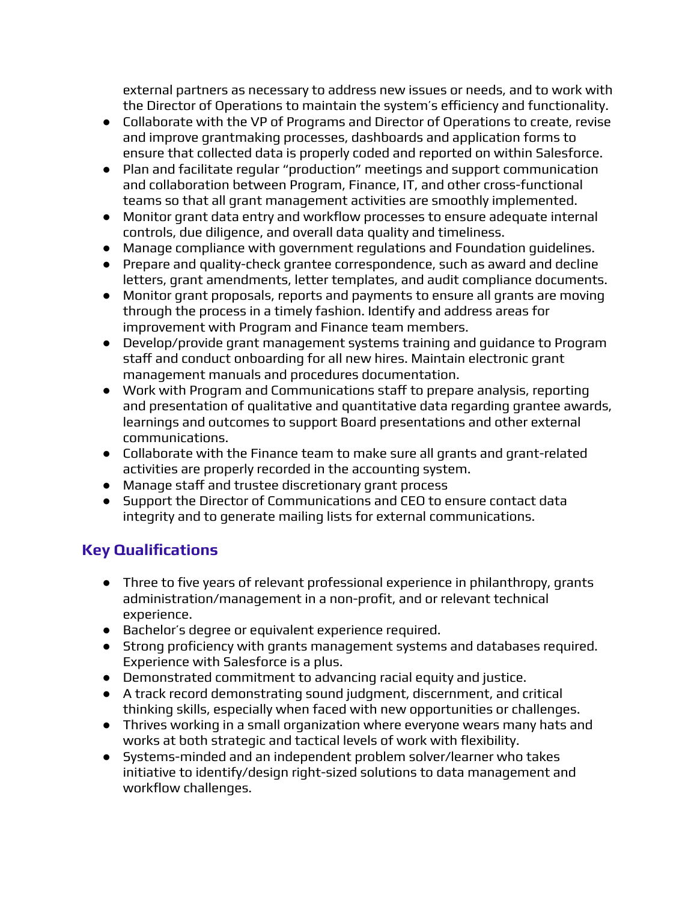external partners as necessary to address new issues or needs, and to work with the Director of Operations to maintain the system's efficiency and functionality.

- Collaborate with the VP of Programs and Director of Operations to create, revise and improve grantmaking processes, dashboards and application forms to ensure that collected data is properly coded and reported on within Salesforce.
- Plan and facilitate regular "production" meetings and support communication and collaboration between Program, Finance, IT, and other cross-functional teams so that all grant management activities are smoothly implemented.
- Monitor grant data entry and workflow processes to ensure adequate internal controls, due diligence, and overall data quality and timeliness.
- Manage compliance with government regulations and Foundation guidelines.
- Prepare and quality-check grantee correspondence, such as award and decline letters, grant amendments, letter templates, and audit compliance documents.
- Monitor grant proposals, reports and payments to ensure all grants are moving through the process in a timely fashion. Identify and address areas for improvement with Program and Finance team members.
- Develop/provide grant management systems training and guidance to Program staff and conduct onboarding for all new hires. Maintain electronic grant management manuals and procedures documentation.
- Work with Program and Communications staff to prepare analysis, reporting and presentation of qualitative and quantitative data regarding grantee awards, learnings and outcomes to support Board presentations and other external communications.
- Collaborate with the Finance team to make sure all grants and grant-related activities are properly recorded in the accounting system.
- Manage staff and trustee discretionary grant process
- Support the Director of Communications and CEO to ensure contact data integrity and to generate mailing lists for external communications.

## Key Qualifications

- Three to five years of relevant professional experience in philanthropy, grants administration/management in a non-profit, and or relevant technical experience.
- Bachelor's degree or equivalent experience required.
- Strong proficiency with grants management systems and databases required. Experience with Salesforce is a plus.
- Demonstrated commitment to advancing racial equity and justice.
- A track record demonstrating sound judgment, discernment, and critical thinking skills, especially when faced with new opportunities or challenges.
- Thrives working in a small organization where everyone wears many hats and works at both strategic and tactical levels of work with flexibility.
- Systems-minded and an independent problem solver/learner who takes initiative to identify/design right-sized solutions to data management and workflow challenges.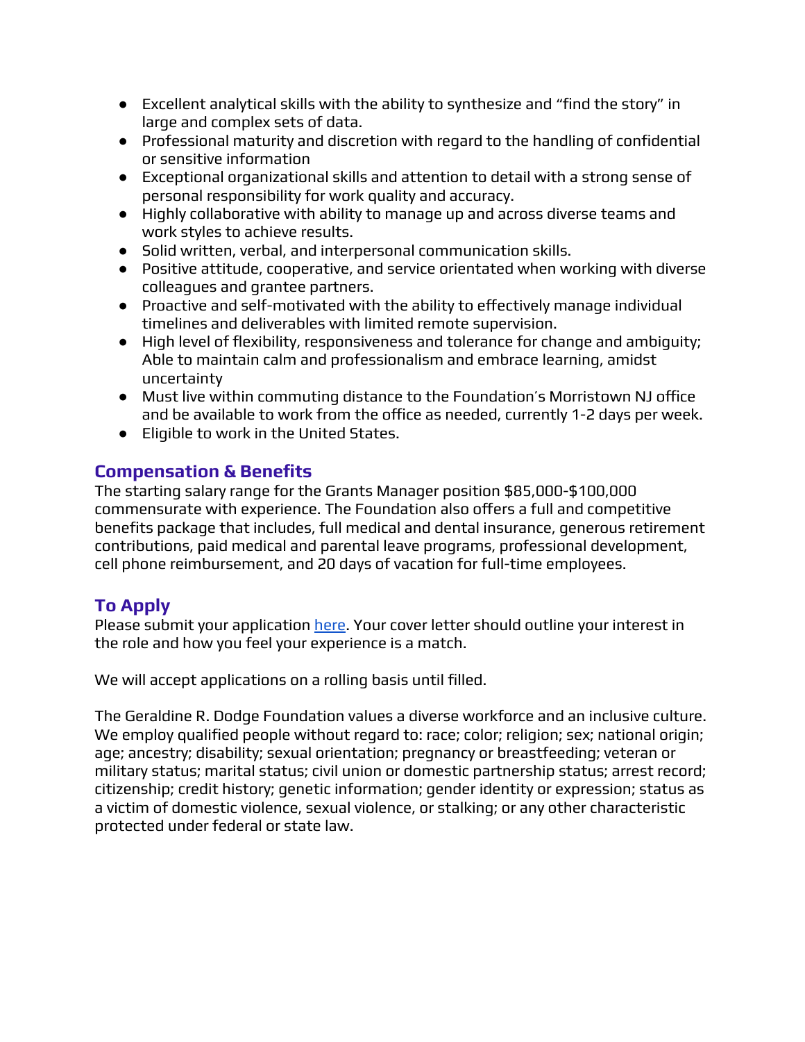- Excellent analytical skills with the ability to synthesize and "find the story" in large and complex sets of data.
- Professional maturity and discretion with regard to the handling of confidential or sensitive information
- Exceptional organizational skills and attention to detail with a strong sense of personal responsibility for work quality and accuracy.
- Highly collaborative with ability to manage up and across diverse teams and work styles to achieve results.
- Solid written, verbal, and interpersonal communication skills.
- Positive attitude, cooperative, and service orientated when working with diverse colleagues and grantee partners.
- Proactive and self-motivated with the ability to effectively manage individual timelines and deliverables with limited remote supervision.
- High level of flexibility, responsiveness and tolerance for change and ambiguity; Able to maintain calm and professionalism and embrace learning, amidst uncertainty
- Must live within commuting distance to the Foundation's Morristown NJ office and be available to work from the office as needed, currently 1-2 days per week.
- Eligible to work in the United States.

## Compensation & Benefits

The starting salary range for the Grants Manager position $85,000-$100,000 commensurate with experience. The Foundation also offers a full and competitive benefits package that includes, full medical and dental insurance, generous retirement contributions, paid medical and parental leave programs, professional development, cell phone reimbursement, and 20 days of vacation for full-time employees.

## To Apply

Please submit your application here. Your cover letter should outline your interest in the role and how you feel your experience is a match.

We will accept applications on a rolling basis until filled.

The Geraldine R. Dodge Foundation values a diverse workforce and an inclusive culture. We employ qualified people without regard to: race; color; religion; sex; national origin; age; ancestry; disability; sexual orientation; pregnancy or breastfeeding; veteran or military status; marital status; civil union or domestic partnership status; arrest record; citizenship; credit history; genetic information; gender identity or expression; status as a victim of domestic violence, sexual violence, or stalking; or any other characteristic protected under federal or state law.